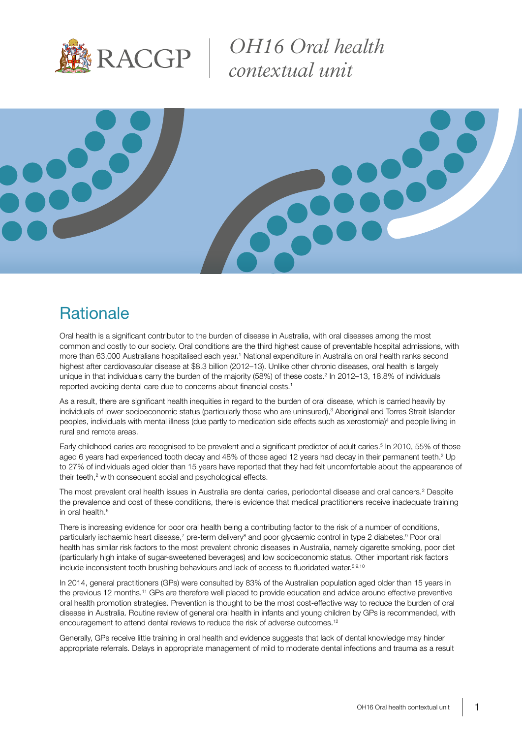# OH16 Oral health contextual unit

## Rationale

Oral health is a significant contributor to the burden of disease in Australia, with oral diseases among the most common and costly to our society. Oral conditions are the third highest cause of preventable hospital admissions, with more than 63,000 Australians hospitalised each year.[1] National expenditure in Australia on oral health ranks second highest after cardiovascular disease at $8.3 billion (2012–13). Unlike other chronic diseases, oral health is largely unique in that individuals carry the burden of the majority (58%) of these costs.[2] In 2012–13, 18.8% of individuals reported avoiding dental care due to concerns about financial costs.[1]

As a result, there are significant health inequities in regard to the burden of oral disease, which is carried heavily by individuals of lower socioeconomic status (particularly those who are uninsured),[3] Aboriginal and Torres Strait Islander peoples, individuals with mental illness (due partly to medication side effects such as xerostomia)[4] and people living in rural and remote areas.

Early childhood caries are recognised to be prevalent and a significant predictor of adult caries.[5] In 2010, 55% of those aged 6 years had experienced tooth decay and 48% of those aged 12 years had decay in their permanent teeth.[2] Up to 27% of individuals aged older than 15 years have reported that they had felt uncomfortable about the appearance of their teeth,[2] with consequent social and psychological effects.

The most prevalent oral health issues in Australia are dental caries, periodontal disease and oral cancers.[2] Despite the prevalence and cost of these conditions, there is evidence that medical practitioners receive inadequate training in oral health.[6]

There is increasing evidence for poor oral health being a contributing factor to the risk of a number of conditions, particularly ischaemic heart disease,[7] pre-term delivery[8] and poor glycaemic control in type 2 diabetes.[9] Poor oral health has similar risk factors to the most prevalent chronic diseases in Australia, namely cigarette smoking, poor diet (particularly high intake of sugar-sweetened beverages) and low socioeconomic status. Other important risk factors include inconsistent tooth brushing behaviours and lack of access to fluoridated water.[5,9,10]

In 2014, general practitioners (GPs) were consulted by 83% of the Australian population aged older than 15 years in the previous 12 months.[11] GPs are therefore well placed to provide education and advice around effective preventive oral health promotion strategies. Prevention is thought to be the most cost-effective way to reduce the burden of oral disease in Australia. Routine review of general oral health in infants and young children by GPs is recommended, with encouragement to attend dental reviews to reduce the risk of adverse outcomes.[12]

Generally, GPs receive little training in oral health and evidence suggests that lack of dental knowledge may hinder appropriate referrals. Delays in appropriate management of mild to moderate dental infections and trauma as a result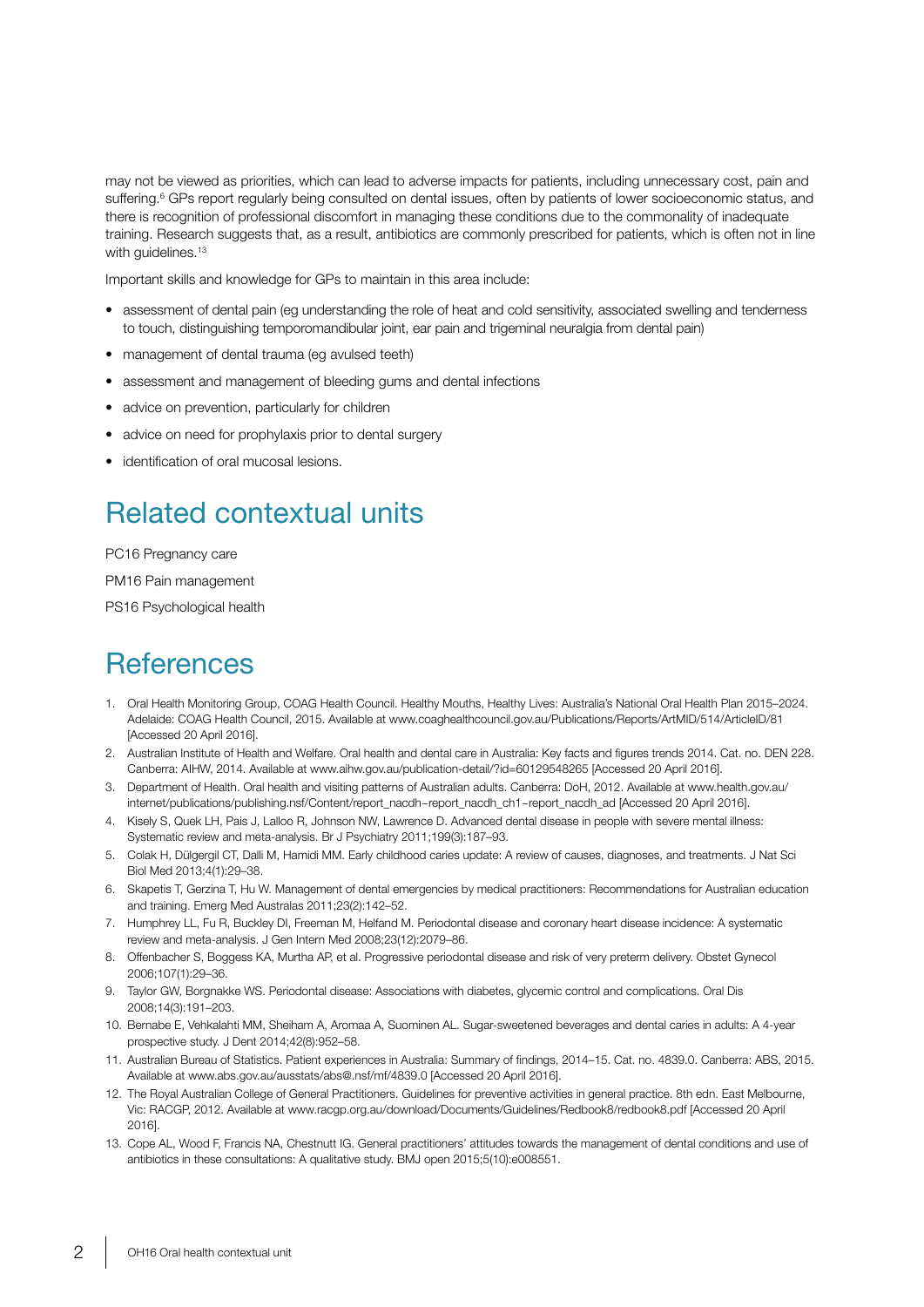may not be viewed as priorities, which can lead to adverse impacts for patients, including unnecessary cost, pain and suffering.[6] GPs report regularly being consulted on dental issues, often by patients of lower socioeconomic status, and there is recognition of professional discomfort in managing these conditions due to the commonality of inadequate training. Research suggests that, as a result, antibiotics are commonly prescribed for patients, which is often not in line with guidelines.[13]

Important skills and knowledge for GPs to maintain in this area include:

- assessment of dental pain (eg understanding the role of heat and cold sensitivity, associated swelling and tenderness to touch, distinguishing temporomandibular joint, ear pain and trigeminal neuralgia from dental pain)
- management of dental trauma (eg avulsed teeth)
- assessment and management of bleeding gums and dental infections
- advice on prevention, particularly for children
- advice on need for prophylaxis prior to dental surgery
- identification of oral mucosal lesions.

## Related contextual units

PC16 Pregnancy care

PM16 Pain management

PS16 Psychological health

## References

1. Oral Health Monitoring Group, COAG Health Council. Healthy Mouths, Healthy Lives: Australia's National Oral Health Plan 2015–2024. Adelaide: COAG Health Council, 2015. Available at www.coaghealthcouncil.gov.au/Publications/Reports/ArtMID/514/ArticleID/81 [Accessed 20 April 2016].
2. Australian Institute of Health and Welfare. Oral health and dental care in Australia: Key facts and figures trends 2014. Cat. no. DEN 228. Canberra: AIHW, 2014. Available at www.aihw.gov.au/publication-detail/?id=60129548265 [Accessed 20 April 2016].
3. Department of Health. Oral health and visiting patterns of Australian adults. Canberra: DoH, 2012. Available at www.health.gov.au/internet/publications/publishing.nsf/Content/report_nacdh~report_nacdh_ch1~report_nacdh_ad [Accessed 20 April 2016].
4. Kisely S, Quek LH, Pais J, Lalloo R, Johnson NW, Lawrence D. Advanced dental disease in people with severe mental illness: Systematic review and meta-analysis. Br J Psychiatry 2011;199(3):187–93.
5. Colak H, Dülgergil CT, Dalli M, Hamidi MM. Early childhood caries update: A review of causes, diagnoses, and treatments. J Nat Sci Biol Med 2013;4(1):29–38.
6. Skapetis T, Gerzina T, Hu W. Management of dental emergencies by medical practitioners: Recommendations for Australian education and training. Emerg Med Australas 2011;23(2):142–52.
7. Humphrey LL, Fu R, Buckley DI, Freeman M, Helfand M. Periodontal disease and coronary heart disease incidence: A systematic review and meta-analysis. J Gen Intern Med 2008;23(12):2079–86.
8. Offenbacher S, Boggess KA, Murtha AP, et al. Progressive periodontal disease and risk of very preterm delivery. Obstet Gynecol 2006;107(1):29–36.
9. Taylor GW, Borgnakke WS. Periodontal disease: Associations with diabetes, glycemic control and complications. Oral Dis 2008;14(3):191–203.
10. Bernabe E, Vehkalahti MM, Sheiham A, Aromaa A, Suominen AL. Sugar-sweetened beverages and dental caries in adults: A 4-year prospective study. J Dent 2014;42(8):952–58.
11. Australian Bureau of Statistics. Patient experiences in Australia: Summary of findings, 2014–15. Cat. no. 4839.0. Canberra: ABS, 2015. Available at www.abs.gov.au/ausstats/abs@.nsf/mf/4839.0 [Accessed 20 April 2016].
12. The Royal Australian College of General Practitioners. Guidelines for preventive activities in general practice. 8th edn. East Melbourne, Vic: RACGP, 2012. Available at www.racgp.org.au/download/Documents/Guidelines/Redbook8/redbook8.pdf [Accessed 20 April 2016].
13. Cope AL, Wood F, Francis NA, Chestnutt IG. General practitioners' attitudes towards the management of dental conditions and use of antibiotics in these consultations: A qualitative study. BMJ open 2015;5(10):e008551.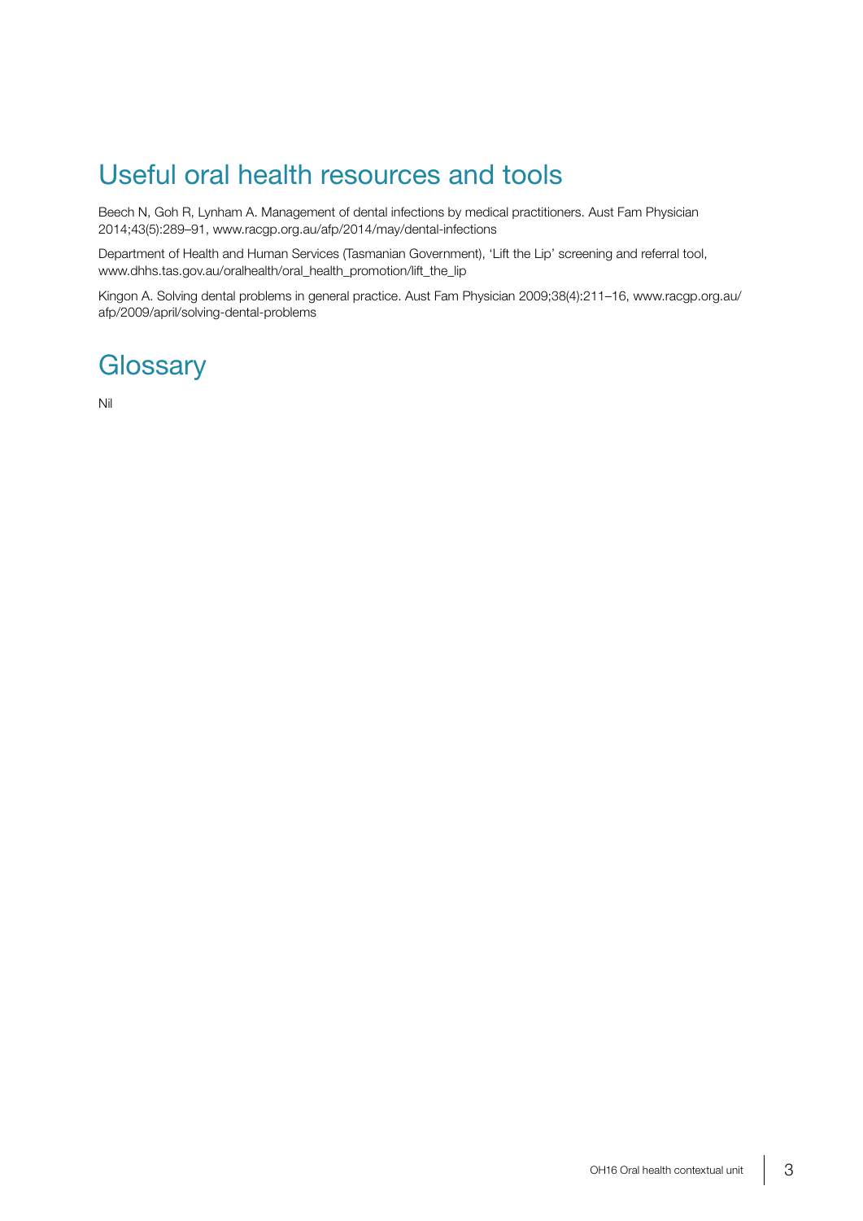## Useful oral health resources and tools

Beech N, Goh R, Lynham A. Management of dental infections by medical practitioners. Aust Fam Physician 2014;43(5):289–91, www.racgp.org.au/afp/2014/may/dental-infections

Department of Health and Human Services (Tasmanian Government), 'Lift the Lip' screening and referral tool, www.dhhs.tas.gov.au/oralhealth/oral_health_promotion/lift_the_lip

Kingon A. Solving dental problems in general practice. Aust Fam Physician 2009;38(4):211–16, www.racgp.org.au/afp/2009/april/solving-dental-problems

## Glossary

Nil